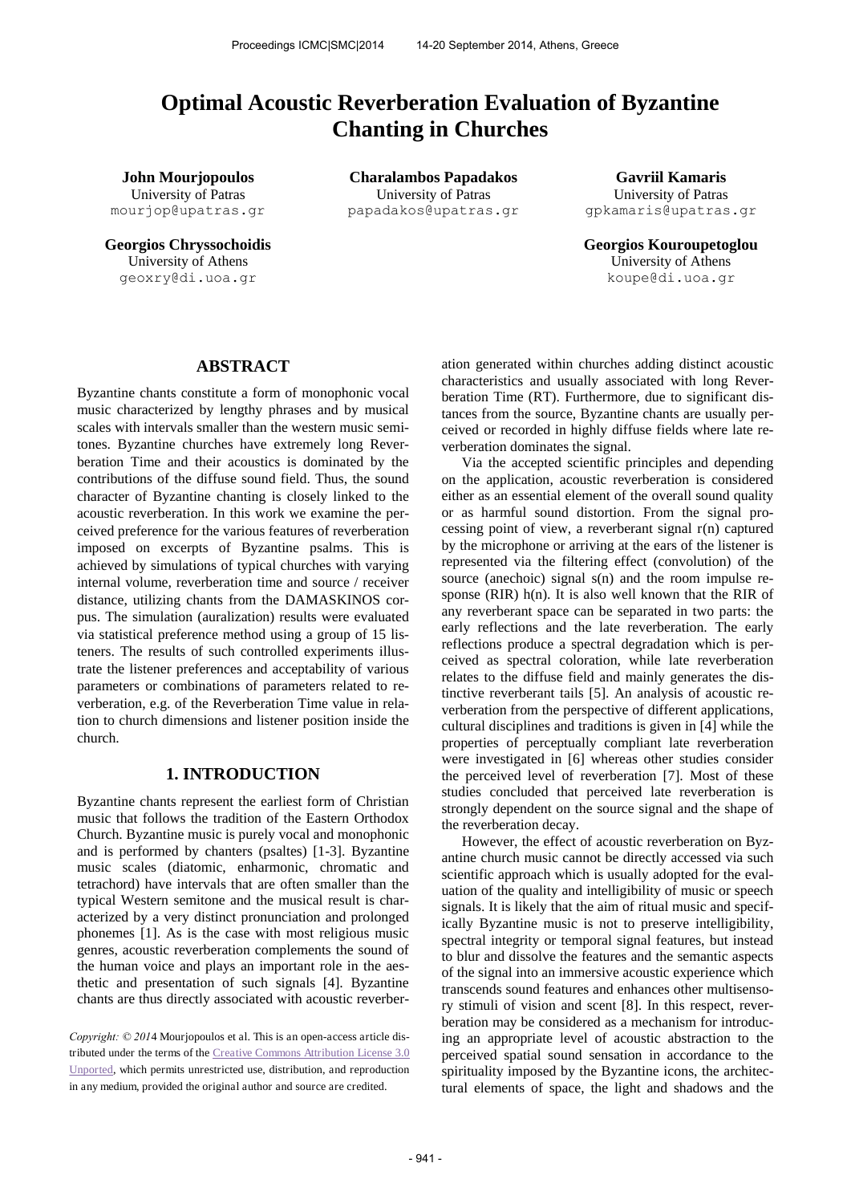# Optimal Acoustic Reverberation Evaluation of Byzantine Chanting in Churches

**John Mourjopoulos**
University of Patras
mourjop@upatras.gr

**Charalambos Papadakos**
University of Patras
papadakos@upatras.gr

**Gavriil Kamaris**
University of Patras
gpkamaris@upatras.gr

**Georgios Chryssochoidis**
University of Athens
geoxry@di.uoa.gr

**Georgios Kouroupetoglou**
University of Athens
koupe@di.uoa.gr

## ABSTRACT

Byzantine chants constitute a form of monophonic vocal music characterized by lengthy phrases and by musical scales with intervals smaller than the western music semitones. Byzantine churches have extremely long Reverberation Time and their acoustics is dominated by the contributions of the diffuse sound field. Thus, the sound character of Byzantine chanting is closely linked to the acoustic reverberation. In this work we examine the perceived preference for the various features of reverberation imposed on excerpts of Byzantine psalms. This is achieved by simulations of typical churches with varying internal volume, reverberation time and source / receiver distance, utilizing chants from the DAMASKINOS corpus. The simulation (auralization) results were evaluated via statistical preference method using a group of 15 listeners. The results of such controlled experiments illustrate the listener preferences and acceptability of various parameters or combinations of parameters related to reverberation, e.g. of the Reverberation Time value in relation to church dimensions and listener position inside the church.

## 1. INTRODUCTION

Byzantine chants represent the earliest form of Christian music that follows the tradition of the Eastern Orthodox Church. Byzantine music is purely vocal and monophonic and is performed by chanters (psaltes) [1-3]. Byzantine music scales (diatomic, enharmonic, chromatic and tetrachord) have intervals that are often smaller than the typical Western semitone and the musical result is characterized by a very distinct pronunciation and prolonged phonemes [1]. As is the case with most religious music genres, acoustic reverberation complements the sound of the human voice and plays an important role in the aesthetic and presentation of such signals [4]. Byzantine chants are thus directly associated with acoustic reverberation generated within churches adding distinct acoustic characteristics and usually associated with long Reverberation Time (RT). Furthermore, due to significant distances from the source, Byzantine chants are usually perceived or recorded in highly diffuse fields where late reverberation dominates the signal.

Via the accepted scientific principles and depending on the application, acoustic reverberation is considered either as an essential element of the overall sound quality or as harmful sound distortion. From the signal processing point of view, a reverberant signal $r(n)$ captured by the microphone or arriving at the ears of the listener is represented via the filtering effect (convolution) of the source (anechoic) signal $s(n)$ and the room impulse response (RIR) $h(n)$. It is also well known that the RIR of any reverberant space can be separated in two parts: the early reflections and the late reverberation. The early reflections produce a spectral degradation which is perceived as spectral coloration, while late reverberation relates to the diffuse field and mainly generates the distinctive reverberant tails [5]. An analysis of acoustic reverberation from the perspective of different applications, cultural disciplines and traditions is given in [4] while the properties of perceptually compliant late reverberation were investigated in [6] whereas other studies consider the perceived level of reverberation [7]. Most of these studies concluded that perceived late reverberation is strongly dependent on the source signal and the shape of the reverberation decay.

However, the effect of acoustic reverberation on Byzantine church music cannot be directly accessed via such scientific approach which is usually adopted for the evaluation of the quality and intelligibility of music or speech signals. It is likely that the aim of ritual music and specifically Byzantine music is not to preserve intelligibility, spectral integrity or temporal signal features, but instead to blur and dissolve the features and the semantic aspects of the signal into an immersive acoustic experience which transcends sound features and enhances other multisensory stimuli of vision and scent [8]. In this respect, reverberation may be considered as a mechanism for introducing an appropriate level of acoustic abstraction to the perceived spatial sound sensation in accordance to the spirituality imposed by the Byzantine icons, the architectural elements of space, the light and shadows and the

*Copyright: © 2014 Mourjopoulos et al. This is an open-access article distributed under the terms of the Creative Commons Attribution License 3.0 Unported, which permits unrestricted use, distribution, and reproduction in any medium, provided the original author and source are credited.*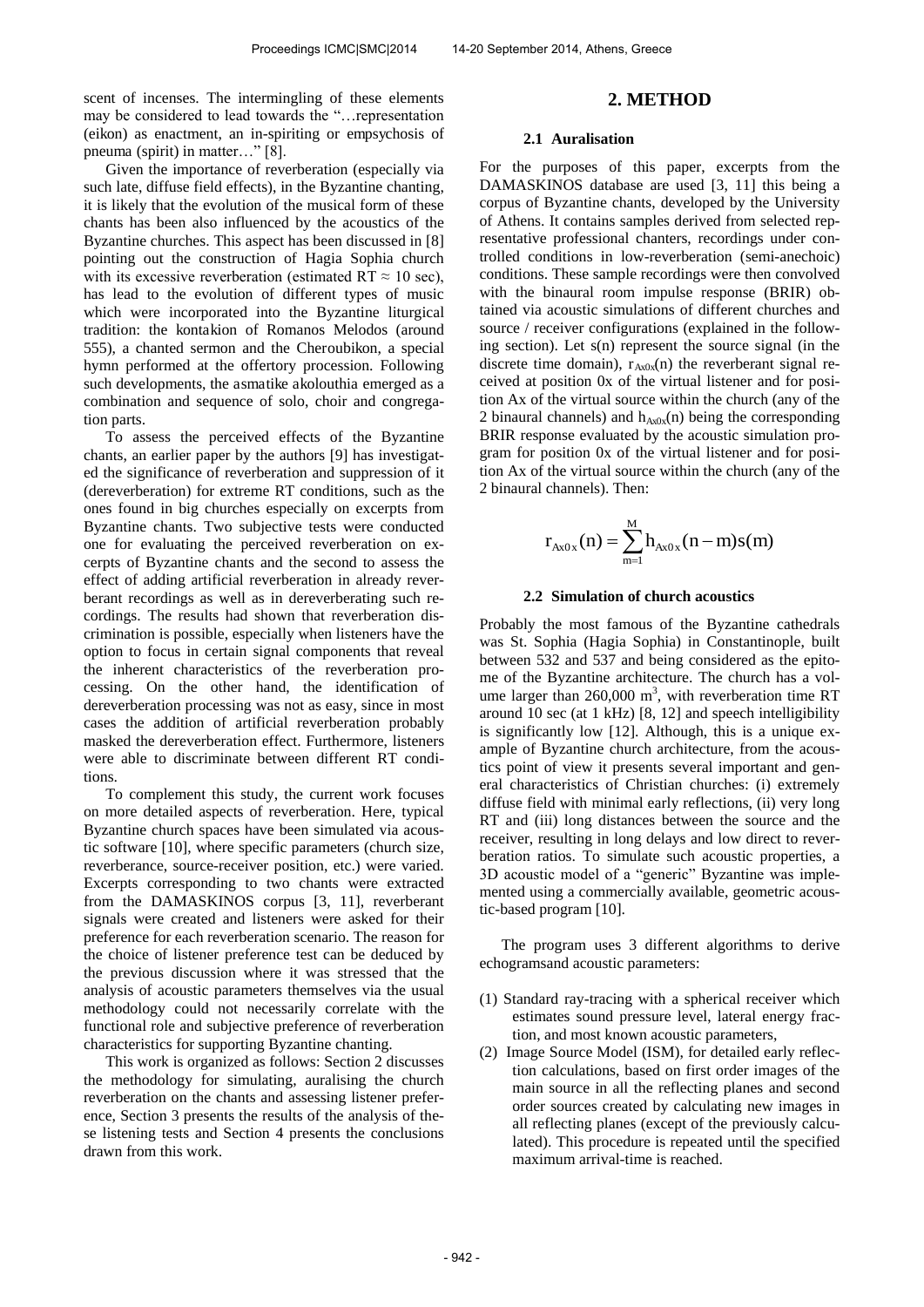scent of incenses. The intermingling of these elements may be considered to lead towards the "…representation (eikon) as enactment, an in-spiriting or empsychosis of pneuma (spirit) in matter…" [8].

Given the importance of reverberation (especially via such late, diffuse field effects), in the Byzantine chanting, it is likely that the evolution of the musical form of these chants has been also influenced by the acoustics of the Byzantine churches. This aspect has been discussed in [8] pointing out the construction of Hagia Sophia church with its excessive reverberation (estimated RT ≈ 10 sec), has lead to the evolution of different types of music which were incorporated into the Byzantine liturgical tradition: the kontakion of Romanos Melodos (around 555), a chanted sermon and the Cheroubikon, a special hymn performed at the offertory procession. Following such developments, the asmatike akolouthia emerged as a combination and sequence of solo, choir and congregation parts.

To assess the perceived effects of the Byzantine chants, an earlier paper by the authors [9] has investigated the significance of reverberation and suppression of it (dereverberation) for extreme RT conditions, such as the ones found in big churches especially on excerpts from Byzantine chants. Two subjective tests were conducted one for evaluating the perceived reverberation on excerpts of Byzantine chants and the second to assess the effect of adding artificial reverberation in already reverberant recordings as well as in dereverberating such recordings. The results had shown that reverberation discrimination is possible, especially when listeners have the option to focus in certain signal components that reveal the inherent characteristics of the reverberation processing. On the other hand, the identification of dereverberation processing was not as easy, since in most cases the addition of artificial reverberation probably masked the dereverberation effect. Furthermore, listeners were able to discriminate between different RT conditions.

To complement this study, the current work focuses on more detailed aspects of reverberation. Here, typical Byzantine church spaces have been simulated via acoustic software [10], where specific parameters (church size, reverberance, source-receiver position, etc.) were varied. Excerpts corresponding to two chants were extracted from the DAMASKINOS corpus [3, 11], reverberant signals were created and listeners were asked for their preference for each reverberation scenario. The reason for the choice of listener preference test can be deduced by the previous discussion where it was stressed that the analysis of acoustic parameters themselves via the usual methodology could not necessarily correlate with the functional role and subjective preference of reverberation characteristics for supporting Byzantine chanting.

This work is organized as follows: Section 2 discusses the methodology for simulating, auralising the church reverberation on the chants and assessing listener preference, Section 3 presents the results of the analysis of these listening tests and Section 4 presents the conclusions drawn from this work.

# 2. METHOD

## 2.1 Auralisation

For the purposes of this paper, excerpts from the DAMASKINOS database are used [3, 11] this being a corpus of Byzantine chants, developed by the University of Athens. It contains samples derived from selected representative professional chanters, recordings under controlled conditions in low-reverberation (semi-anechoic) conditions. These sample recordings were then convolved with the binaural room impulse response (BRIR) obtained via acoustic simulations of different churches and source / receiver configurations (explained in the following section). Let s(n) represent the source signal (in the discrete time domain), $r_{Ax0x}(n)$ the reverberant signal received at position 0x of the virtual listener and for position Ax of the virtual source within the church (any of the 2 binaural channels) and $h_{Ax0x}(n)$ being the corresponding BRIR response evaluated by the acoustic simulation program for position 0x of the virtual listener and for position Ax of the virtual source within the church (any of the 2 binaural channels). Then:

$$r_{Ax0x}(n) = \sum_{m=1}^{M} h_{Ax0x}(n-m)s(m)$$

## 2.2 Simulation of church acoustics

Probably the most famous of the Byzantine cathedrals was St. Sophia (Hagia Sophia) in Constantinople, built between 532 and 537 and being considered as the epitome of the Byzantine architecture. The church has a volume larger than 260,000 $m^3$, with reverberation time RT around 10 sec (at 1 kHz) [8, 12] and speech intelligibility is significantly low [12]. Although, this is a unique example of Byzantine church architecture, from the acoustics point of view it presents several important and general characteristics of Christian churches: (i) extremely diffuse field with minimal early reflections, (ii) very long RT and (iii) long distances between the source and the receiver, resulting in long delays and low direct to reverberation ratios. To simulate such acoustic properties, a 3D acoustic model of a "generic" Byzantine was implemented using a commercially available, geometric acoustic-based program [10].

The program uses 3 different algorithms to derive echogramsand acoustic parameters:

(1) Standard ray-tracing with a spherical receiver which estimates sound pressure level, lateral energy fraction, and most known acoustic parameters,

(2) Image Source Model (ISM), for detailed early reflection calculations, based on first order images of the main source in all the reflecting planes and second order sources created by calculating new images in all reflecting planes (except of the previously calculated). This procedure is repeated until the specified maximum arrival-time is reached.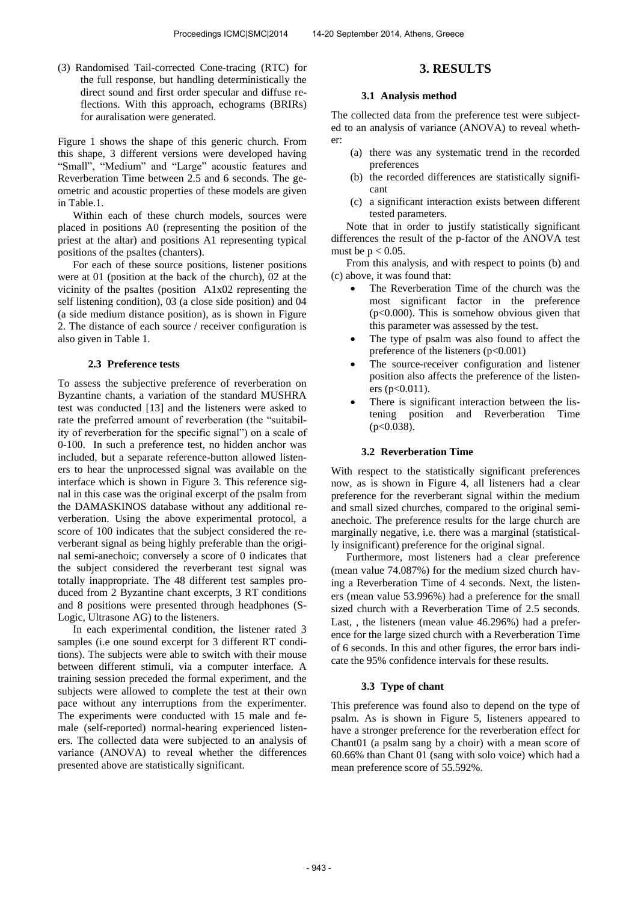(3) Randomised Tail-corrected Cone-tracing (RTC) for the full response, but handling deterministically the direct sound and first order specular and diffuse reflections. With this approach, echograms (BRIRs) for auralisation were generated.

Figure 1 shows the shape of this generic church. From this shape, 3 different versions were developed having "Small", "Medium" and "Large" acoustic features and Reverberation Time between 2.5 and 6 seconds. The geometric and acoustic properties of these models are given in Table.1.

Within each of these church models, sources were placed in positions A0 (representing the position of the priest at the altar) and positions A1 representing typical positions of the psaltes (chanters).

For each of these source positions, listener positions were at 01 (position at the back of the church), 02 at the vicinity of the psaltes (position A1x02 representing the self listening condition), 03 (a close side position) and 04 (a side medium distance position), as is shown in Figure 2. The distance of each source / receiver configuration is also given in Table 1.

### 2.3 Preference tests

To assess the subjective preference of reverberation on Byzantine chants, a variation of the standard MUSHRA test was conducted [13] and the listeners were asked to rate the preferred amount of reverberation (the "suitability of reverberation for the specific signal") on a scale of 0-100. In such a preference test, no hidden anchor was included, but a separate reference-button allowed listeners to hear the unprocessed signal was available on the interface which is shown in Figure 3. This reference signal in this case was the original excerpt of the psalm from the DAMASKINOS database without any additional reverberation. Using the above experimental protocol, a score of 100 indicates that the subject considered the reverberant signal as being highly preferable than the original semi-anechoic; conversely a score of 0 indicates that the subject considered the reverberant test signal was totally inappropriate. The 48 different test samples produced from 2 Byzantine chant excerpts, 3 RT conditions and 8 positions were presented through headphones (S-Logic, Ultrasone AG) to the listeners.

In each experimental condition, the listener rated 3 samples (i.e one sound excerpt for 3 different RT conditions). The subjects were able to switch with their mouse between different stimuli, via a computer interface. A training session preceded the formal experiment, and the subjects were allowed to complete the test at their own pace without any interruptions from the experimenter. The experiments were conducted with 15 male and female (self-reported) normal-hearing experienced listeners. The collected data were subjected to an analysis of variance (ANOVA) to reveal whether the differences presented above are statistically significant.

## 3. RESULTS

### 3.1 Analysis method

The collected data from the preference test were subjected to an analysis of variance (ANOVA) to reveal whether:

(a) there was any systematic trend in the recorded preferences
(b) the recorded differences are statistically significant
(c) a significant interaction exists between different tested parameters.

Note that in order to justify statistically significant differences the result of the p-factor of the ANOVA test must be $p < 0.05$.

From this analysis, and with respect to points (b) and (c) above, it was found that:

- The Reverberation Time of the church was the most significant factor in the preference ($p<0.000$). This is somehow obvious given that this parameter was assessed by the test.
- The type of psalm was also found to affect the preference of the listeners ($p<0.001$)
- The source-receiver configuration and listener position also affects the preference of the listeners ($p<0.011$).
- There is significant interaction between the listening position and Reverberation Time ($p<0.038$).

### 3.2 Reverberation Time

With respect to the statistically significant preferences now, as is shown in Figure 4, all listeners had a clear preference for the reverberant signal within the medium and small sized churches, compared to the original semi-anechoic. The preference results for the large church are marginally negative, i.e. there was a marginal (statistically insignificant) preference for the original signal.

Furthermore, most listeners had a clear preference (mean value 74.087%) for the medium sized church having a Reverberation Time of 4 seconds. Next, the listeners (mean value 53.996%) had a preference for the small sized church with a Reverberation Time of 2.5 seconds. Last, , the listeners (mean value 46.296%) had a preference for the large sized church with a Reverberation Time of 6 seconds. In this and other figures, the error bars indicate the 95% confidence intervals for these results.

### 3.3 Type of chant

This preference was found also to depend on the type of psalm. As is shown in Figure 5, listeners appeared to have a stronger preference for the reverberation effect for Chant01 (a psalm sang by a choir) with a mean score of 60.66% than Chant 01 (sang with solo voice) which had a mean preference score of 55.592%.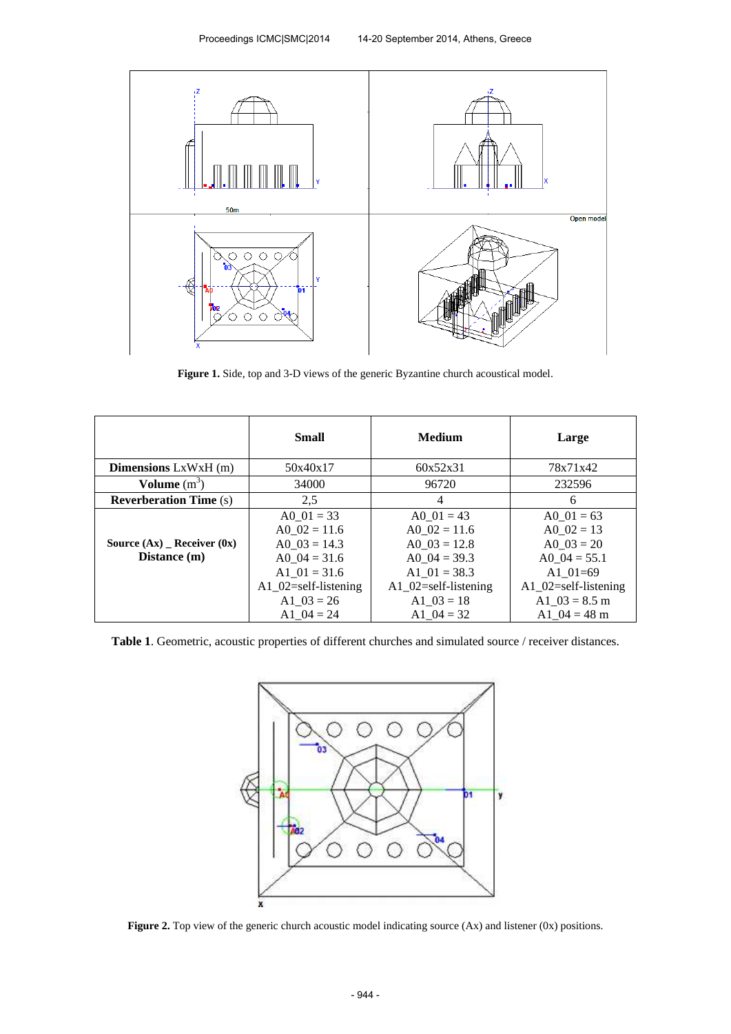**Figure 1.** Side, top and 3-D views of the generic Byzantine church acoustical model.

| | **Small** | **Medium** | **Large** |
|---|---|---|---|
| **Dimensions** LxWxH (m) | 50x40x17 | 60x52x31 | 78x71x42 |
| **Volume** ($m^3$) | 34000 | 96720 | 232596 |
| **Reverberation Time** (s) | 2,5 | 4 | 6 |
| **Source (Ax) _ Receiver (0x) Distance (m)** | A0_01 = 33<br>A0_02 = 11.6<br>A0_03 = 14.3<br>A0_04 = 31.6<br>A1_01 = 31.6<br>A1_02=self-listening<br>A1_03 = 26<br>A1_04 = 24 | A0_01 = 43<br>A0_02 = 11.6<br>A0_03 = 12.8<br>A0_04 = 39.3<br>A1_01 = 38.3<br>A1_02=self-listening<br>A1_03 = 18<br>A1_04 = 32 | A0_01 = 63<br>A0_02 = 13<br>A0_03 = 20<br>A0_04 = 55.1<br>A1_01=69<br>A1_02=self-listening<br>A1_03 = 8.5 m<br>A1_04 = 48 m |

**Table 1**. Geometric, acoustic properties of different churches and simulated source / receiver distances.

**Figure 2.** Top view of the generic church acoustic model indicating source (Ax) and listener (0x) positions.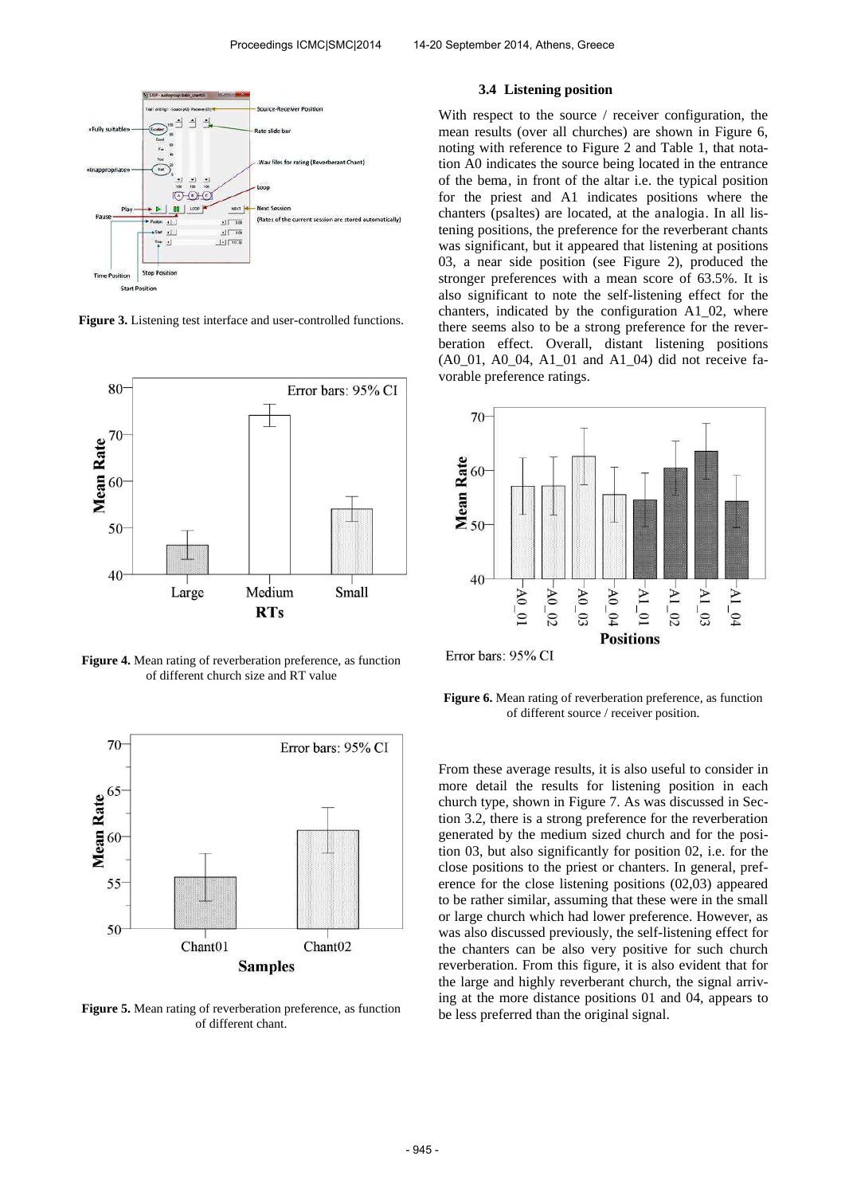**Figure 3.** Listening test interface and user-controlled functions.

**Figure 4.** Mean rating of reverberation preference, as function of different church size and RT value

**Figure 5.** Mean rating of reverberation preference, as function of different chant.

### 3.4 Listening position

With respect to the source / receiver configuration, the mean results (over all churches) are shown in Figure 6, noting with reference to Figure 2 and Table 1, that notation A0 indicates the source being located in the entrance of the bema, in front of the altar i.e. the typical position for the priest and A1 indicates positions where the chanters (psaltes) are located, at the analogia. In all listening positions, the preference for the reverberant chants was significant, but it appeared that listening at positions 03, a near side position (see Figure 2), produced the stronger preferences with a mean score of 63.5%. It is also significant to note the self-listening effect for the chanters, indicated by the configuration A1_02, where there seems also to be a strong preference for the reverberation effect. Overall, distant listening positions (A0_01, A0_04, A1_01 and A1_04) did not receive favorable preference ratings.

**Figure 6.** Mean rating of reverberation preference, as function of different source / receiver position.

From these average results, it is also useful to consider in more detail the results for listening position in each church type, shown in Figure 7. As was discussed in Section 3.2, there is a strong preference for the reverberation generated by the medium sized church and for the position 03, but also significantly for position 02, i.e. for the close positions to the priest or chanters. In general, preference for the close listening positions (02,03) appeared to be rather similar, assuming that these were in the small or large church which had lower preference. However, as was also discussed previously, the self-listening effect for the chanters can be also very positive for such church reverberation. From this figure, it is also evident that for the large and highly reverberant church, the signal arriving at the more distance positions 01 and 04, appears to be less preferred than the original signal.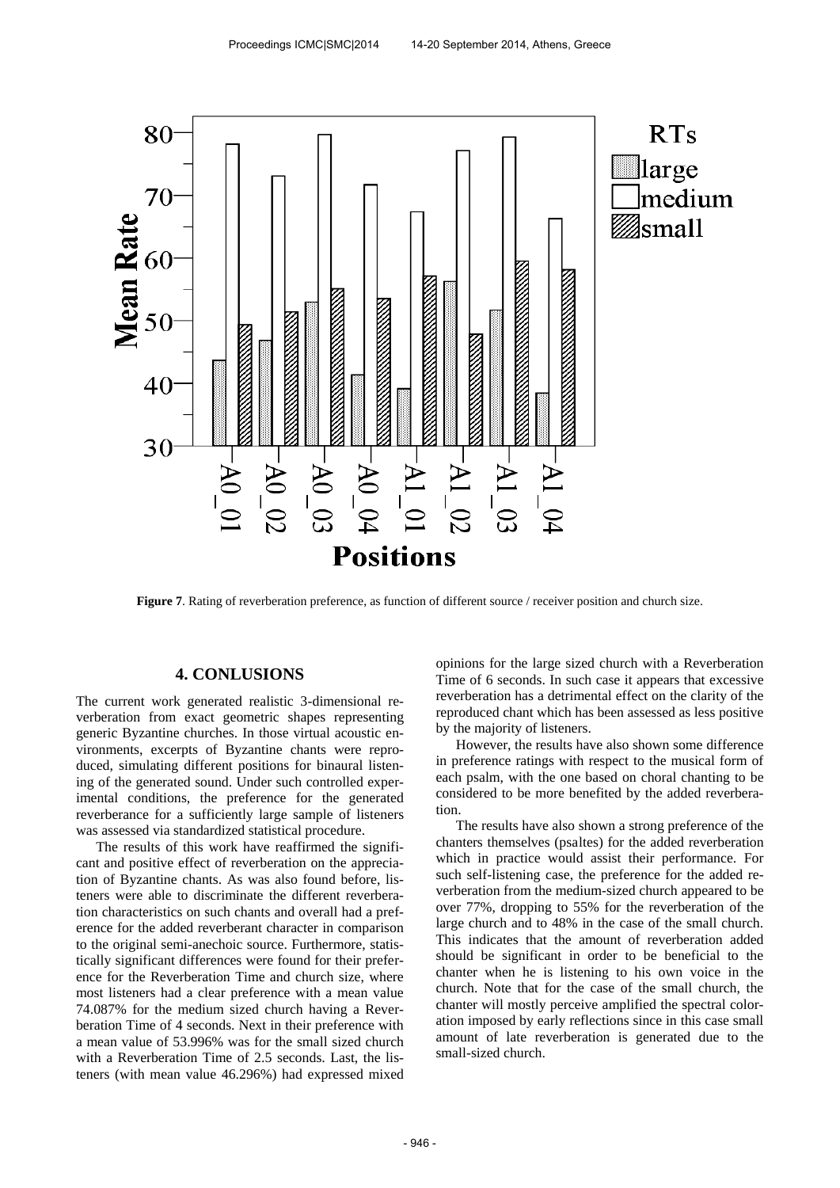**Figure 7**. Rating of reverberation preference, as function of different source / receiver position and church size.

## 4. CONLUSIONS

The current work generated realistic 3-dimensional reverberation from exact geometric shapes representing generic Byzantine churches. In those virtual acoustic environments, excerpts of Byzantine chants were reproduced, simulating different positions for binaural listening of the generated sound. Under such controlled experimental conditions, the preference for the generated reverberance for a sufficiently large sample of listeners was assessed via standardized statistical procedure.

The results of this work have reaffirmed the significant and positive effect of reverberation on the appreciation of Byzantine chants. As was also found before, listeners were able to discriminate the different reverberation characteristics on such chants and overall had a preference for the added reverberant character in comparison to the original semi-anechoic source. Furthermore, statistically significant differences were found for their preference for the Reverberation Time and church size, where most listeners had a clear preference with a mean value 74.087% for the medium sized church having a Reverberation Time of 4 seconds. Next in their preference with a mean value of 53.996% was for the small sized church with a Reverberation Time of 2.5 seconds. Last, the listeners (with mean value 46.296%) had expressed mixed opinions for the large sized church with a Reverberation Time of 6 seconds. In such case it appears that excessive reverberation has a detrimental effect on the clarity of the reproduced chant which has been assessed as less positive by the majority of listeners.

However, the results have also shown some difference in preference ratings with respect to the musical form of each psalm, with the one based on choral chanting to be considered to be more benefited by the added reverberation.

The results have also shown a strong preference of the chanters themselves (psaltes) for the added reverberation which in practice would assist their performance. For such self-listening case, the preference for the added reverberation from the medium-sized church appeared to be over 77%, dropping to 55% for the reverberation of the large church and to 48% in the case of the small church. This indicates that the amount of reverberation added should be significant in order to be beneficial to the chanter when he is listening to his own voice in the church. Note that for the case of the small church, the chanter will mostly perceive amplified the spectral coloration imposed by early reflections since in this case small amount of late reverberation is generated due to the small-sized church.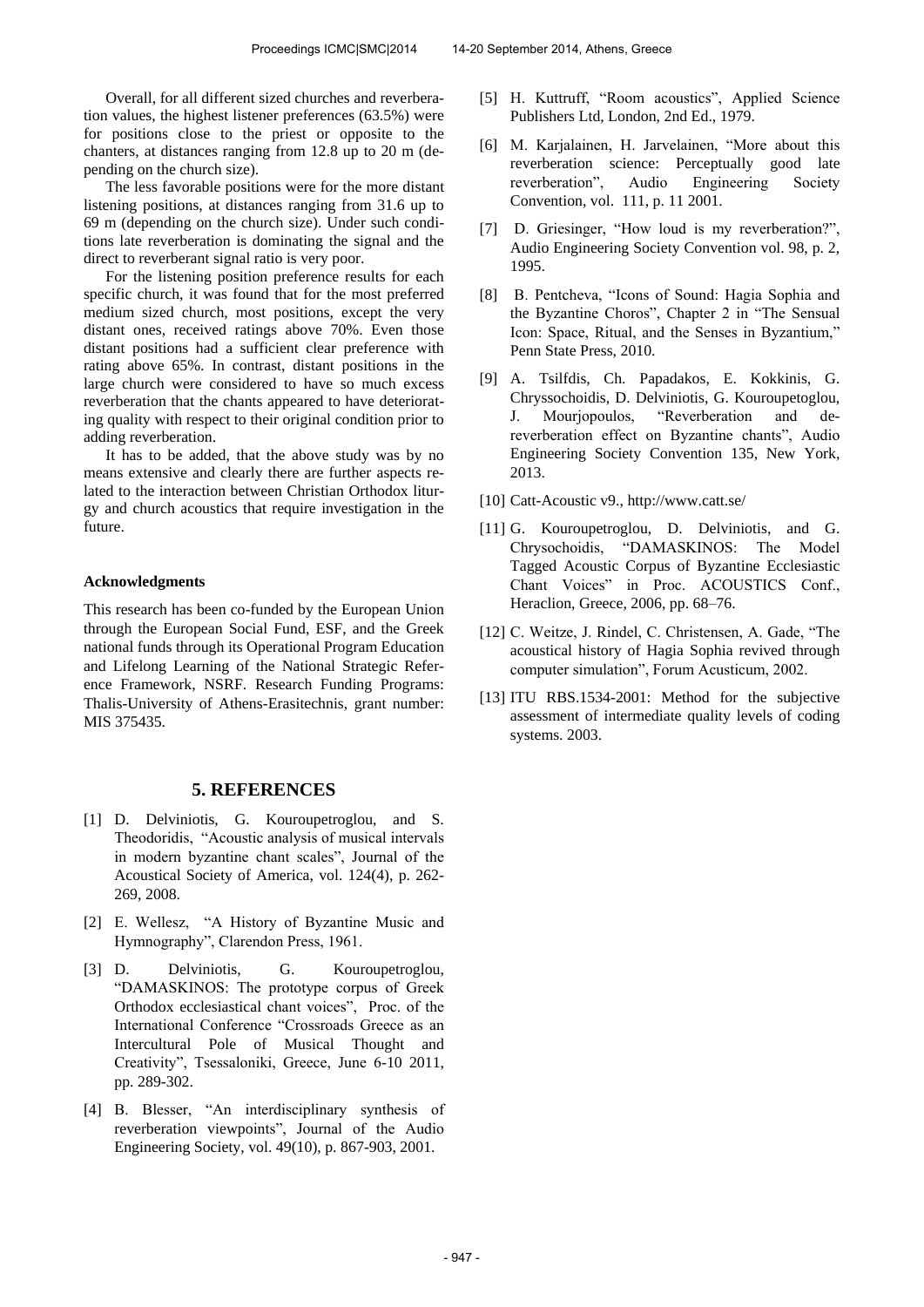Overall, for all different sized churches and reverberation values, the highest listener preferences (63.5%) were for positions close to the priest or opposite to the chanters, at distances ranging from 12.8 up to 20 m (depending on the church size).

The less favorable positions were for the more distant listening positions, at distances ranging from 31.6 up to 69 m (depending on the church size). Under such conditions late reverberation is dominating the signal and the direct to reverberant signal ratio is very poor.

For the listening position preference results for each specific church, it was found that for the most preferred medium sized church, most positions, except the very distant ones, received ratings above 70%. Even those distant positions had a sufficient clear preference with rating above 65%. In contrast, distant positions in the large church were considered to have so much excess reverberation that the chants appeared to have deteriorating quality with respect to their original condition prior to adding reverberation.

It has to be added, that the above study was by no means extensive and clearly there are further aspects related to the interaction between Christian Orthodox liturgy and church acoustics that require investigation in the future.

**Acknowledgments**

This research has been co-funded by the European Union through the European Social Fund, ESF, and the Greek national funds through its Operational Program Education and Lifelong Learning of the National Strategic Reference Framework, NSRF. Research Funding Programs: Thalis-University of Athens-Erasitechnis, grant number: MIS 375435.

## 5. REFERENCES

[1] D. Delviniotis, G. Kouroupetroglou, and S. Theodoridis, "Acoustic analysis of musical intervals in modern byzantine chant scales", Journal of the Acoustical Society of America, vol. 124(4), p. 262-269, 2008.

[2] E. Wellesz, "A History of Byzantine Music and Hymnography", Clarendon Press, 1961.

[3] D. Delviniotis, G. Kouroupetroglou, "DAMASKINOS: The prototype corpus of Greek Orthodox ecclesiastical chant voices", Proc. of the International Conference "Crossroads Greece as an Intercultural Pole of Musical Thought and Creativity", Tsessaloniki, Greece, June 6-10 2011, pp. 289-302.

[4] B. Blesser, "An interdisciplinary synthesis of reverberation viewpoints", Journal of the Audio Engineering Society, vol. 49(10), p. 867-903, 2001.

[5] H. Kuttruff, "Room acoustics", Applied Science Publishers Ltd, London, 2nd Ed., 1979.

[6] M. Karjalainen, H. Jarvelainen, "More about this reverberation science: Perceptually good late reverberation", Audio Engineering Society Convention, vol. 111, p. 11 2001.

[7] D. Griesinger, "How loud is my reverberation?", Audio Engineering Society Convention vol. 98, p. 2, 1995.

[8] B. Pentcheva, "Icons of Sound: Hagia Sophia and the Byzantine Choros", Chapter 2 in "The Sensual Icon: Space, Ritual, and the Senses in Byzantium," Penn State Press, 2010.

[9] A. Tsilfdis, Ch. Papadakos, E. Kokkinis, G. Chryssochoidis, D. Delviniotis, G. Kouroupetoglou, J. Mourjopoulos, "Reverberation and dereverberation effect on Byzantine chants", Audio Engineering Society Convention 135, New York, 2013.

[10] Catt-Acoustic v9., http://www.catt.se/

[11] G. Kouroupetroglou, D. Delviniotis, and G. Chrysochoidis, "DAMASKINOS: The Model Tagged Acoustic Corpus of Byzantine Ecclesiastic Chant Voices" in Proc. ACOUSTICS Conf., Heraclion, Greece, 2006, pp. 68–76.

[12] C. Weitze, J. Rindel, C. Christensen, A. Gade, "The acoustical history of Hagia Sophia revived through computer simulation", Forum Acusticum, 2002.

[13] ITU RBS.1534-2001: Method for the subjective assessment of intermediate quality levels of coding systems. 2003.